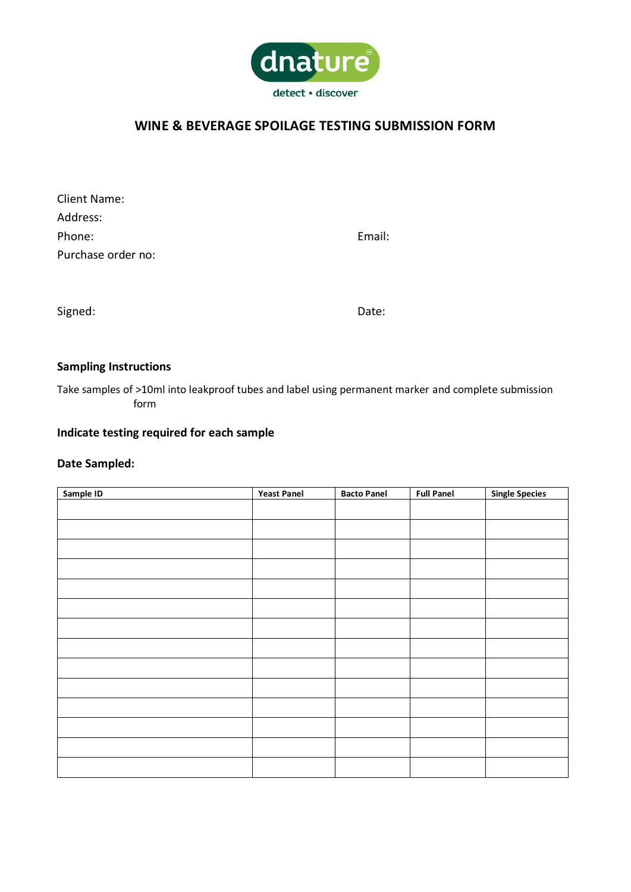dnature

detect • discover

# WINE & BEVERAGE SPOILAGE TESTING SUBMISSION FORM

Client Name:

Address:

Phone: Email:

Purchase order no:

Signed: Date:

**Sampling Instructions**

Take samples of >10ml into leakproof tubes and label using permanent marker and complete submission form

**Indicate testing required for each sample**

**Date Sampled:**

| Sample ID | Yeast Panel | Bacto Panel | Full Panel | Single Species |
|---|---|---|---|---|
| | | | | |
| | | | | |
| | | | | |
| | | | | |
| | | | | |
| | | | | |
| | | | | |
| | | | | |
| | | | | |
| | | | | |
| | | | | |
| | | | | |
| | | | | |
| | | | | |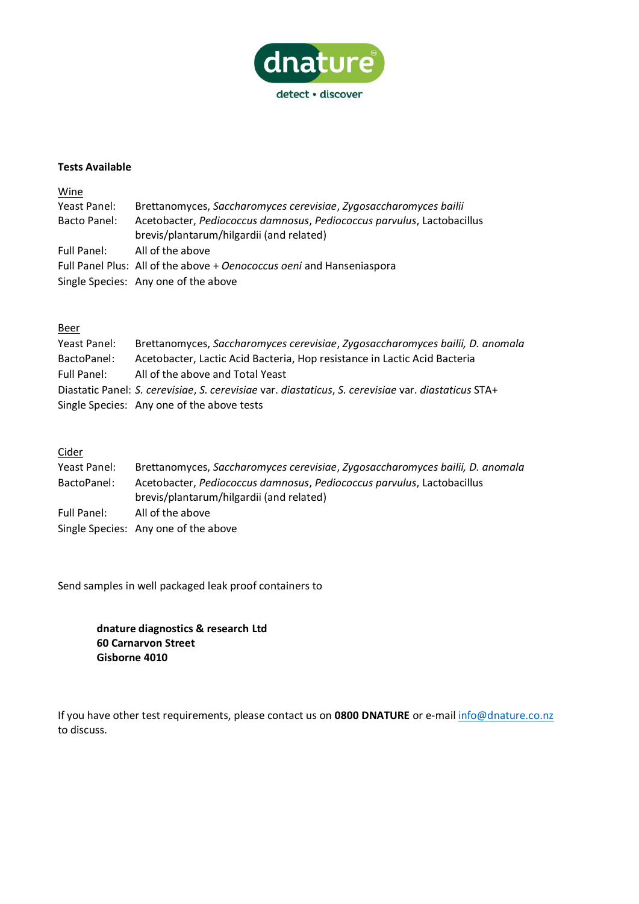dnature

detect • discover

**Tests Available**

Wine

| | |
|---|---|
| Yeast Panel: | Brettanomyces, *Saccharomyces cerevisiae*, *Zygosaccharomyces bailii* |
| Bacto Panel: | Acetobacter, *Pediococcus damnosus*, *Pediococcus parvulus*, Lactobacillus brevis/plantarum/hilgardii (and related) |
| Full Panel: | All of the above |
| Full Panel Plus: | All of the above + *Oenococcus oeni* and Hanseniaspora |
| Single Species: | Any one of the above |

Beer

| | |
|---|---|
| Yeast Panel: | Brettanomyces, *Saccharomyces cerevisiae*, *Zygosaccharomyces bailii, D. anomala* |
| BactoPanel: | Acetobacter, Lactic Acid Bacteria, Hop resistance in Lactic Acid Bacteria |
| Full Panel: | All of the above and Total Yeast |
| Diastatic Panel: | *S. cerevisiae*, *S. cerevisiae* var. *diastaticus*, *S. cerevisiae* var. *diastaticus* STA+ |
| Single Species: | Any one of the above tests |

Cider

| | |
|---|---|
| Yeast Panel: | Brettanomyces, *Saccharomyces cerevisiae*, *Zygosaccharomyces bailii, D. anomala* |
| BactoPanel: | Acetobacter, *Pediococcus damnosus*, *Pediococcus parvulus*, Lactobacillus brevis/plantarum/hilgardii (and related) |
| Full Panel: | All of the above |
| Single Species: | Any one of the above |

Send samples in well packaged leak proof containers to

**dnature diagnostics & research Ltd**
**60 Carnarvon Street**
**Gisborne 4010**

If you have other test requirements, please contact us on **0800 DNATURE** or e-mail info@dnature.co.nz to discuss.